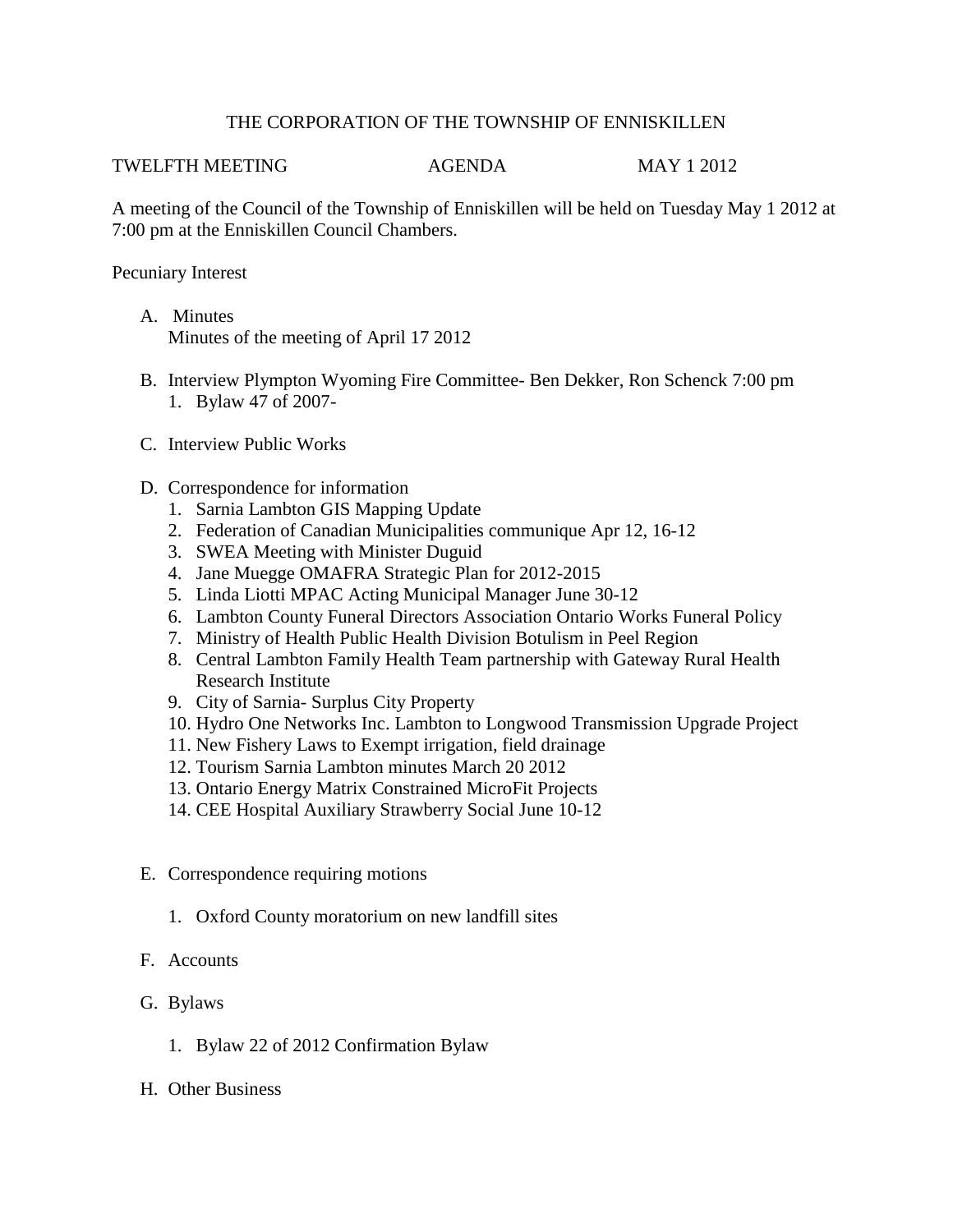# THE CORPORATION OF THE TOWNSHIP OF ENNISKILLEN

TWELFTH MEETING AGENDA MAY 1 2012

A meeting of the Council of the Township of Enniskillen will be held on Tuesday May 1 2012 at 7:00 pm at the Enniskillen Council Chambers.

Pecuniary Interest

A. Minutes
   Minutes of the meeting of April 17 2012

B. Interview Plympton Wyoming Fire Committee- Ben Dekker, Ron Schenck 7:00 pm
   1. Bylaw 47 of 2007-

C. Interview Public Works

D. Correspondence for information
   1. Sarnia Lambton GIS Mapping Update
   2. Federation of Canadian Municipalities communique Apr 12, 16-12
   3. SWEA Meeting with Minister Duguid
   4. Jane Muegge OMAFRA Strategic Plan for 2012-2015
   5. Linda Liotti MPAC Acting Municipal Manager June 30-12
   6. Lambton County Funeral Directors Association Ontario Works Funeral Policy
   7. Ministry of Health Public Health Division Botulism in Peel Region
   8. Central Lambton Family Health Team partnership with Gateway Rural Health Research Institute
   9. City of Sarnia- Surplus City Property
   10. Hydro One Networks Inc. Lambton to Longwood Transmission Upgrade Project
   11. New Fishery Laws to Exempt irrigation, field drainage
   12. Tourism Sarnia Lambton minutes March 20 2012
   13. Ontario Energy Matrix Constrained MicroFit Projects
   14. CEE Hospital Auxiliary Strawberry Social June 10-12

E. Correspondence requiring motions

   1. Oxford County moratorium on new landfill sites

F. Accounts

G. Bylaws

   1. Bylaw 22 of 2012 Confirmation Bylaw

H. Other Business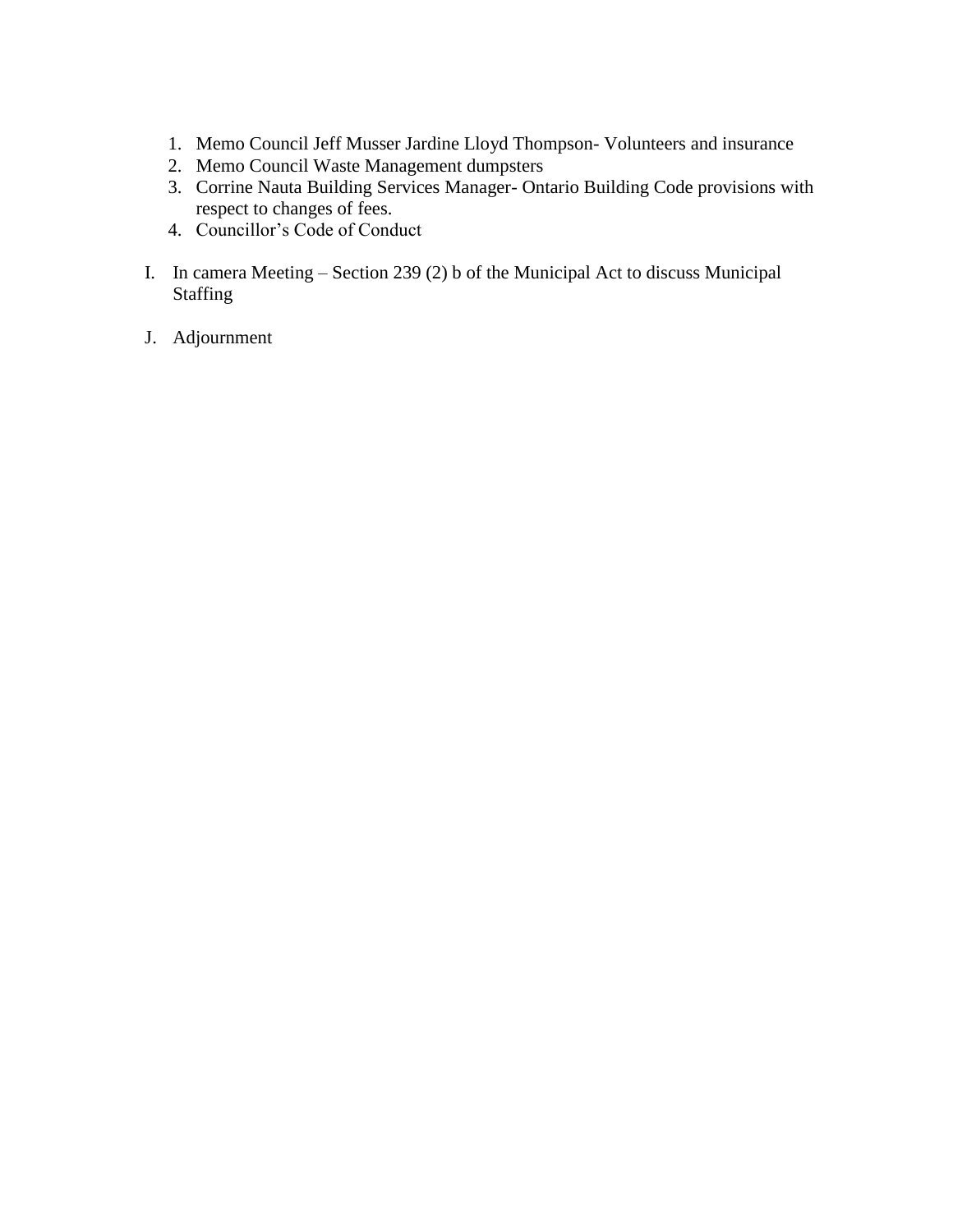1. Memo Council Jeff Musser Jardine Lloyd Thompson- Volunteers and insurance
2. Memo Council Waste Management dumpsters
3. Corrine Nauta Building Services Manager- Ontario Building Code provisions with respect to changes of fees.
4. Councillor's Code of Conduct

I. In camera Meeting – Section 239 (2) b of the Municipal Act to discuss Municipal Staffing

J. Adjournment